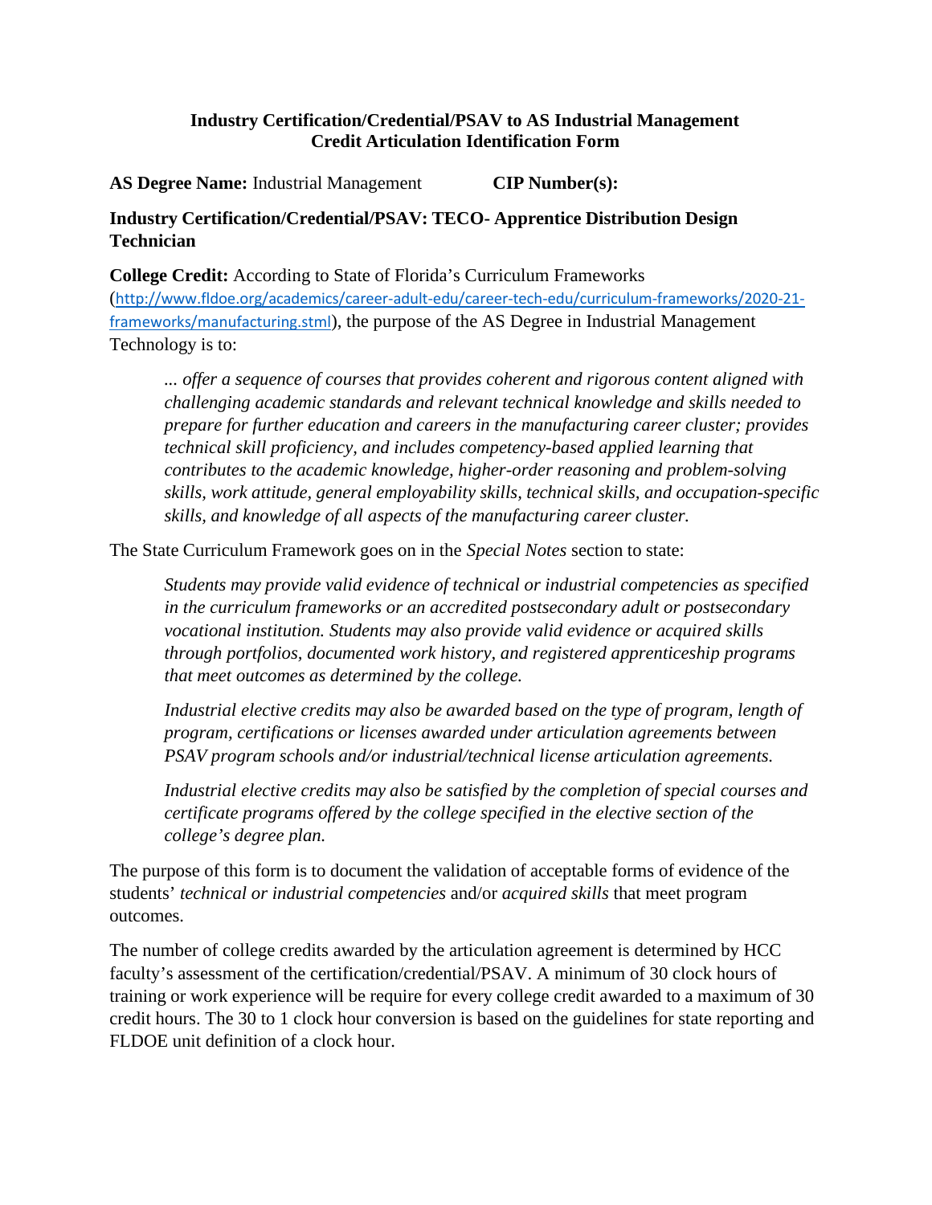**Industry Certification/Credential/PSAV to AS Industrial Management**
**Credit Articulation Identification Form**

**AS Degree Name:** Industrial Management **CIP Number(s):**

**Industry Certification/Credential/PSAV: TECO- Apprentice Distribution Design Technician**

**College Credit:** According to State of Florida's Curriculum Frameworks ([http://www.fldoe.org/academics/career-adult-edu/career-tech-edu/curriculum-frameworks/2020-21-frameworks/manufacturing.stml](http://www.fldoe.org/academics/career-adult-edu/career-tech-edu/curriculum-frameworks/2020-21-frameworks/manufacturing.stml)), the purpose of the AS Degree in Industrial Management Technology is to:

> *... offer a sequence of courses that provides coherent and rigorous content aligned with challenging academic standards and relevant technical knowledge and skills needed to prepare for further education and careers in the manufacturing career cluster; provides technical skill proficiency, and includes competency-based applied learning that contributes to the academic knowledge, higher-order reasoning and problem-solving skills, work attitude, general employability skills, technical skills, and occupation-specific skills, and knowledge of all aspects of the manufacturing career cluster.*

The State Curriculum Framework goes on in the *Special Notes* section to state:

> *Students may provide valid evidence of technical or industrial competencies as specified in the curriculum frameworks or an accredited postsecondary adult or postsecondary vocational institution. Students may also provide valid evidence or acquired skills through portfolios, documented work history, and registered apprenticeship programs that meet outcomes as determined by the college.*
>
> *Industrial elective credits may also be awarded based on the type of program, length of program, certifications or licenses awarded under articulation agreements between PSAV program schools and/or industrial/technical license articulation agreements.*
>
> *Industrial elective credits may also be satisfied by the completion of special courses and certificate programs offered by the college specified in the elective section of the college's degree plan.*

The purpose of this form is to document the validation of acceptable forms of evidence of the students' *technical or industrial competencies* and/or *acquired skills* that meet program outcomes.

The number of college credits awarded by the articulation agreement is determined by HCC faculty's assessment of the certification/credential/PSAV. A minimum of 30 clock hours of training or work experience will be require for every college credit awarded to a maximum of 30 credit hours. The 30 to 1 clock hour conversion is based on the guidelines for state reporting and FLDOE unit definition of a clock hour.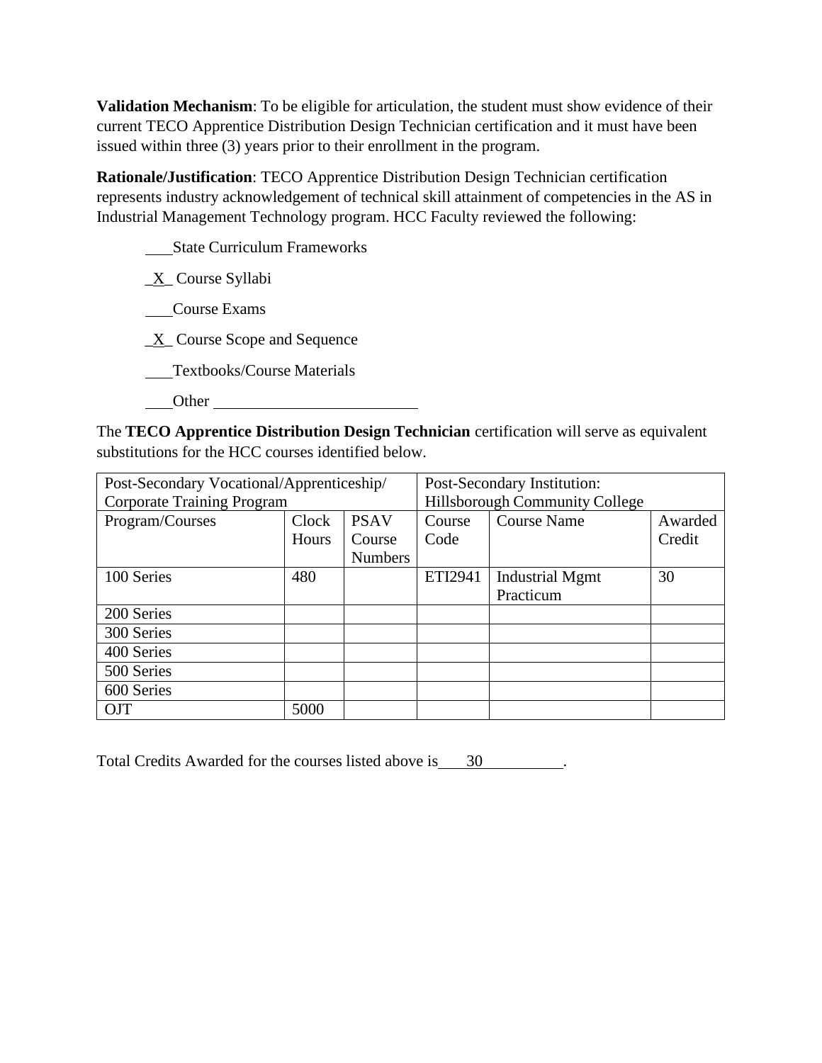**Validation Mechanism**: To be eligible for articulation, the student must show evidence of their current TECO Apprentice Distribution Design Technician certification and it must have been issued within three (3) years prior to their enrollment in the program.

**Rationale/Justification**: TECO Apprentice Distribution Design Technician certification represents industry acknowledgement of technical skill attainment of competencies in the AS in Industrial Management Technology program. HCC Faculty reviewed the following:

\_\_\_State Curriculum Frameworks

\_X\_ Course Syllabi

\_\_\_Course Exams

\_X\_ Course Scope and Sequence

\_\_\_Textbooks/Course Materials

\_\_\_Other \_\_\_\_\_\_\_\_\_\_\_\_\_\_\_\_\_\_\_\_\_\_\_\_\_\_

The **TECO Apprentice Distribution Design Technician** certification will serve as equivalent substitutions for the HCC courses identified below.

| Post-Secondary Vocational/Apprenticeship/ Corporate Training Program | | | Post-Secondary Institution: Hillsborough Community College | | |
|---|---|---|---|---|---|
| Program/Courses | Clock Hours | PSAV Course Numbers | Course Code | Course Name | Awarded Credit |
| 100 Series | 480 | | ETI2941 | Industrial Mgmt Practicum | 30 |
| 200 Series | | | | | |
| 300 Series | | | | | |
| 400 Series | | | | | |
| 500 Series | | | | | |
| 600 Series | | | | | |
| OJT | 5000 | | | | |

Total Credits Awarded for the courses listed above is \_\_\_30\_\_\_\_\_\_\_\_\_\_.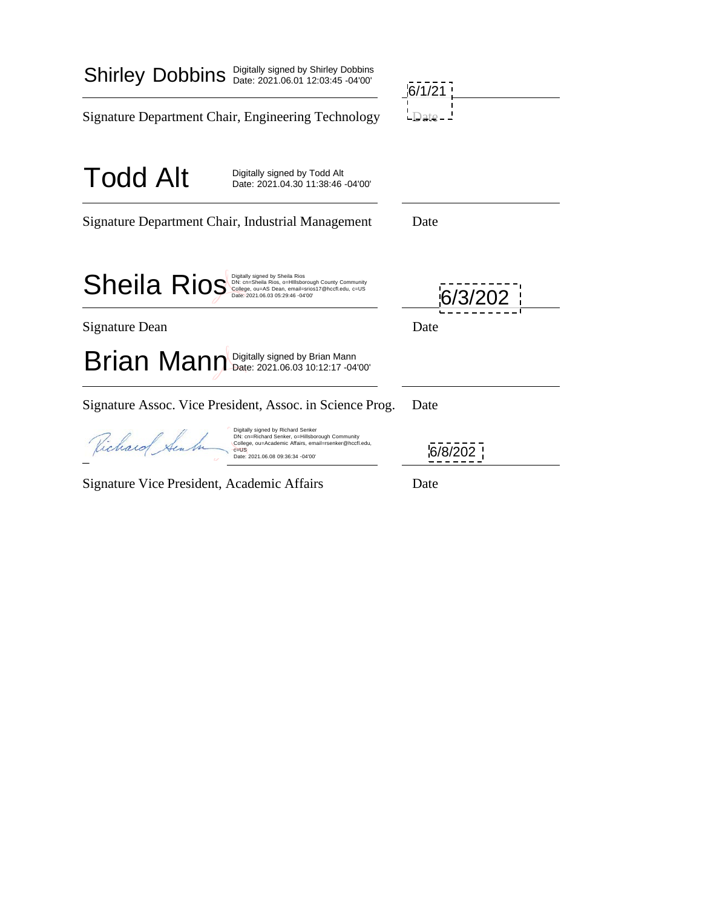Shirley Dobbins Digitally signed by Shirley Dobbins Date: 2021.06.01 12:03:45 -04'00'

Signature Department Chair, Engineering Technology — 6/1/21 Date

Todd Alt Digitally signed by Todd Alt Date: 2021.04.30 11:38:46 -04'00'

Signature Department Chair, Industrial Management — Date

Sheila Rios Digitally signed by Sheila Rios DN: cn=Sheila Rios, o=Hillsborough County Community College, ou=AS Dean, email=srios17@hccfl.edu, c=US Date: 2021.06.03 05:29:46 -04'00'

Signature Dean — 6/3/202 Date

Brian Mann Digitally signed by Brian Mann Date: 2021.06.03 10:12:17 -04'00'

Signature Assoc. Vice President, Assoc. in Science Prog. — Date

Richard Senker Digitally signed by Richard Senker DN: cn=Richard Senker, o=Hillsborough Community College, ou=Academic Affairs, email=rsenker@hccfl.edu, c=US Date: 2021.06.08 09:36:34 -04'00'

Signature Vice President, Academic Affairs — 6/8/202 Date